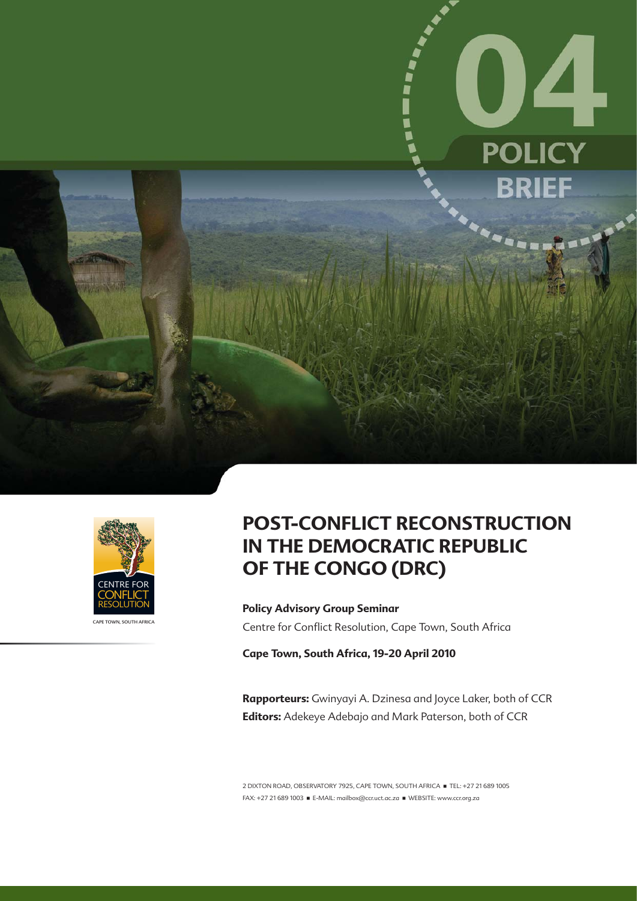04

POLICY BRIEF

CENTRE FOR CONFLICT RESOLUTION

CAPE TOWN, SOUTH AFRICA

# POST-CONFLICT RECONSTRUCTION IN THE DEMOCRATIC REPUBLIC OF THE CONGO (DRC)

**Policy Advisory Group Seminar**

Centre for Conflict Resolution, Cape Town, South Africa

**Cape Town, South Africa, 19-20 April 2010**

**Rapporteurs:** Gwinyayi A. Dzinesa and Joyce Laker, both of CCR

**Editors:** Adekeye Adebajo and Mark Paterson, both of CCR

2 DIXTON ROAD, OBSERVATORY 7925, CAPE TOWN, SOUTH AFRICA ■ TEL: +27 21 689 1005

FAX: +27 21 689 1003 ■ E-MAIL: mailbox@ccr.uct.ac.za ■ WEBSITE: www.ccr.org.za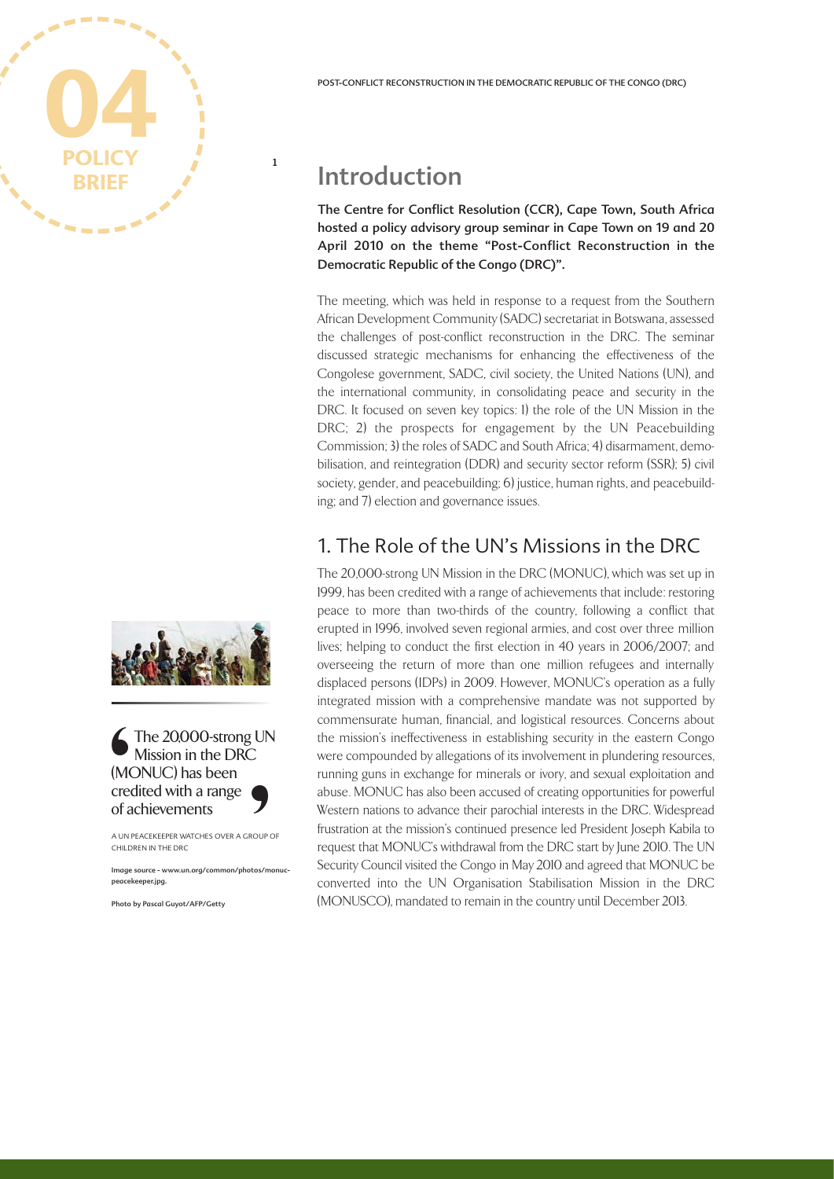# Introduction

**The Centre for Conflict Resolution (CCR), Cape Town, South Africa hosted a policy advisory group seminar in Cape Town on 19 and 20 April 2010 on the theme "Post-Conflict Reconstruction in the Democratic Republic of the Congo (DRC)".**

The meeting, which was held in response to a request from the Southern African Development Community (SADC) secretariat in Botswana, assessed the challenges of post-conflict reconstruction in the DRC. The seminar discussed strategic mechanisms for enhancing the effectiveness of the Congolese government, SADC, civil society, the United Nations (UN), and the international community, in consolidating peace and security in the DRC. It focused on seven key topics: 1) the role of the UN Mission in the DRC; 2) the prospects for engagement by the UN Peacebuilding Commission; 3) the roles of SADC and South Africa; 4) disarmament, demobilisation, and reintegration (DDR) and security sector reform (SSR); 5) civil society, gender, and peacebuilding; 6) justice, human rights, and peacebuilding; and 7) election and governance issues.

## 1. The Role of the UN's Missions in the DRC

The 20,000-strong UN Mission in the DRC (MONUC), which was set up in 1999, has been credited with a range of achievements that include: restoring peace to more than two-thirds of the country, following a conflict that erupted in 1996, involved seven regional armies, and cost over three million lives; helping to conduct the first election in 40 years in 2006/2007; and overseeing the return of more than one million refugees and internally displaced persons (IDPs) in 2009. However, MONUC's operation as a fully integrated mission with a comprehensive mandate was not supported by commensurate human, financial, and logistical resources. Concerns about the mission's ineffectiveness in establishing security in the eastern Congo were compounded by allegations of its involvement in plundering resources, running guns in exchange for minerals or ivory, and sexual exploitation and abuse. MONUC has also been accused of creating opportunities for powerful Western nations to advance their parochial interests in the DRC. Widespread frustration at the mission's continued presence led President Joseph Kabila to request that MONUC's withdrawal from the DRC start by June 2010. The UN Security Council visited the Congo in May 2010 and agreed that MONUC be converted into the UN Organisation Stabilisation Mission in the DRC (MONUSCO), mandated to remain in the country until December 2013.

> "The 20,000-strong UN Mission in the DRC (MONUC) has been credited with a range of achievements"

A UN PEACEKEEPER WATCHES OVER A GROUP OF CHILDREN IN THE DRC

Image source - www.un.org/common/photos/monuc-peacekeeper.jpg.

Photo by Pascal Guyot/AFP/Getty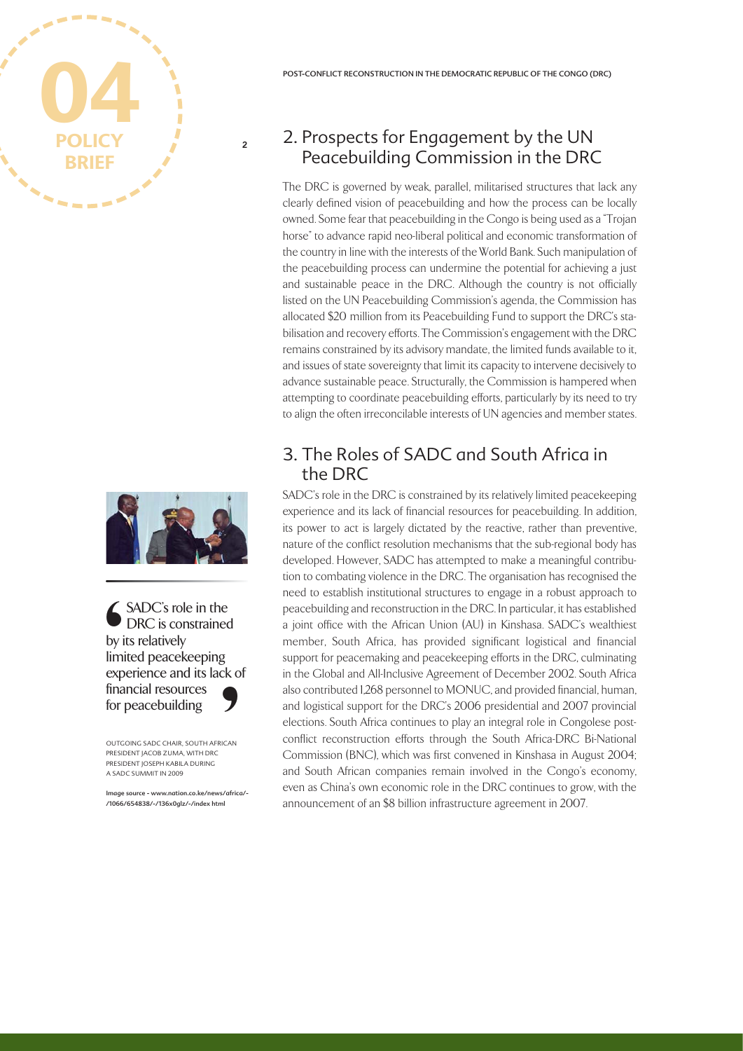## 2. Prospects for Engagement by the UN Peacebuilding Commission in the DRC

The DRC is governed by weak, parallel, militarised structures that lack any clearly defined vision of peacebuilding and how the process can be locally owned. Some fear that peacebuilding in the Congo is being used as a "Trojan horse" to advance rapid neo-liberal political and economic transformation of the country in line with the interests of the World Bank. Such manipulation of the peacebuilding process can undermine the potential for achieving a just and sustainable peace in the DRC. Although the country is not officially listed on the UN Peacebuilding Commission's agenda, the Commission has allocated $20 million from its Peacebuilding Fund to support the DRC's stabilisation and recovery efforts. The Commission's engagement with the DRC remains constrained by its advisory mandate, the limited funds available to it, and issues of state sovereignty that limit its capacity to intervene decisively to advance sustainable peace. Structurally, the Commission is hampered when attempting to coordinate peacebuilding efforts, particularly by its need to try to align the often irreconcilable interests of UN agencies and member states.

## 3. The Roles of SADC and South Africa in the DRC

SADC's role in the DRC is constrained by its relatively limited peacekeeping experience and its lack of financial resources for peacebuilding. In addition, its power to act is largely dictated by the reactive, rather than preventive, nature of the conflict resolution mechanisms that the sub-regional body has developed. However, SADC has attempted to make a meaningful contribution to combating violence in the DRC. The organisation has recognised the need to establish institutional structures to engage in a robust approach to peacebuilding and reconstruction in the DRC. In particular, it has established a joint office with the African Union (AU) in Kinshasa. SADC's wealthiest member, South Africa, has provided significant logistical and financial support for peacemaking and peacekeeping efforts in the DRC, culminating in the Global and All-Inclusive Agreement of December 2002. South Africa also contributed 1,268 personnel to MONUC, and provided financial, human, and logistical support for the DRC's 2006 presidential and 2007 provincial elections. South Africa continues to play an integral role in Congolese post-conflict reconstruction efforts through the South Africa-DRC Bi-National Commission (BNC), which was first convened in Kinshasa in August 2004; and South African companies remain involved in the Congo's economy, even as China's own economic role in the DRC continues to grow, with the announcement of an $8 billion infrastructure agreement in 2007.

> "SADC's role in the DRC is constrained by its relatively limited peacekeeping experience and its lack of financial resources for peacebuilding"

OUTGOING SADC CHAIR, SOUTH AFRICAN PRESIDENT JACOB ZUMA, WITH DRC PRESIDENT JOSEPH KABILA DURING A SADC SUMMIT IN 2009

Image source - www.nation.co.ke/news/africa/-/1066/654838/-/136x0glz/-/index html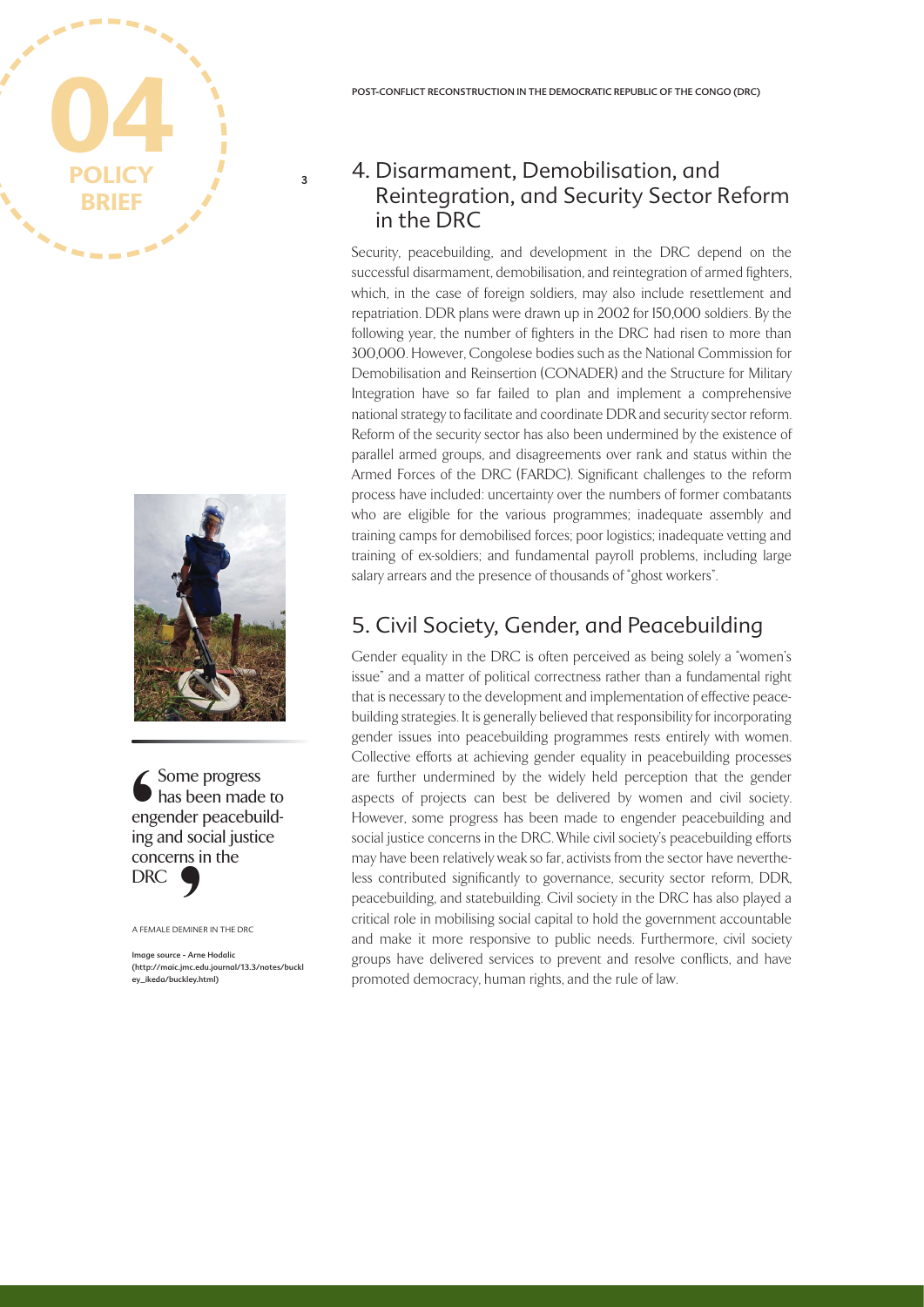## 4. Disarmament, Demobilisation, and Reintegration, and Security Sector Reform in the DRC

Security, peacebuilding, and development in the DRC depend on the successful disarmament, demobilisation, and reintegration of armed fighters, which, in the case of foreign soldiers, may also include resettlement and repatriation. DDR plans were drawn up in 2002 for 150,000 soldiers. By the following year, the number of fighters in the DRC had risen to more than 300,000. However, Congolese bodies such as the National Commission for Demobilisation and Reinsertion (CONADER) and the Structure for Military Integration have so far failed to plan and implement a comprehensive national strategy to facilitate and coordinate DDR and security sector reform. Reform of the security sector has also been undermined by the existence of parallel armed groups, and disagreements over rank and status within the Armed Forces of the DRC (FARDC). Significant challenges to the reform process have included: uncertainty over the numbers of former combatants who are eligible for the various programmes; inadequate assembly and training camps for demobilised forces; poor logistics; inadequate vetting and training of ex-soldiers; and fundamental payroll problems, including large salary arrears and the presence of thousands of "ghost workers".

A FEMALE DEMINER IN THE DRC

Image source - Arne Hodalic (http://maic.jmu.edu.journal/13.3/notes/buckley_ikeda/buckley.html)

> Some progress has been made to engender peacebuilding and social justice concerns in the DRC

## 5. Civil Society, Gender, and Peacebuilding

Gender equality in the DRC is often perceived as being solely a "women's issue" and a matter of political correctness rather than a fundamental right that is necessary to the development and implementation of effective peacebuilding strategies. It is generally believed that responsibility for incorporating gender issues into peacebuilding programmes rests entirely with women. Collective efforts at achieving gender equality in peacebuilding processes are further undermined by the widely held perception that the gender aspects of projects can best be delivered by women and civil society. However, some progress has been made to engender peacebuilding and social justice concerns in the DRC. While civil society's peacebuilding efforts may have been relatively weak so far, activists from the sector have nevertheless contributed significantly to governance, security sector reform, DDR, peacebuilding, and statebuilding. Civil society in the DRC has also played a critical role in mobilising social capital to hold the government accountable and make it more responsive to public needs. Furthermore, civil society groups have delivered services to prevent and resolve conflicts, and have promoted democracy, human rights, and the rule of law.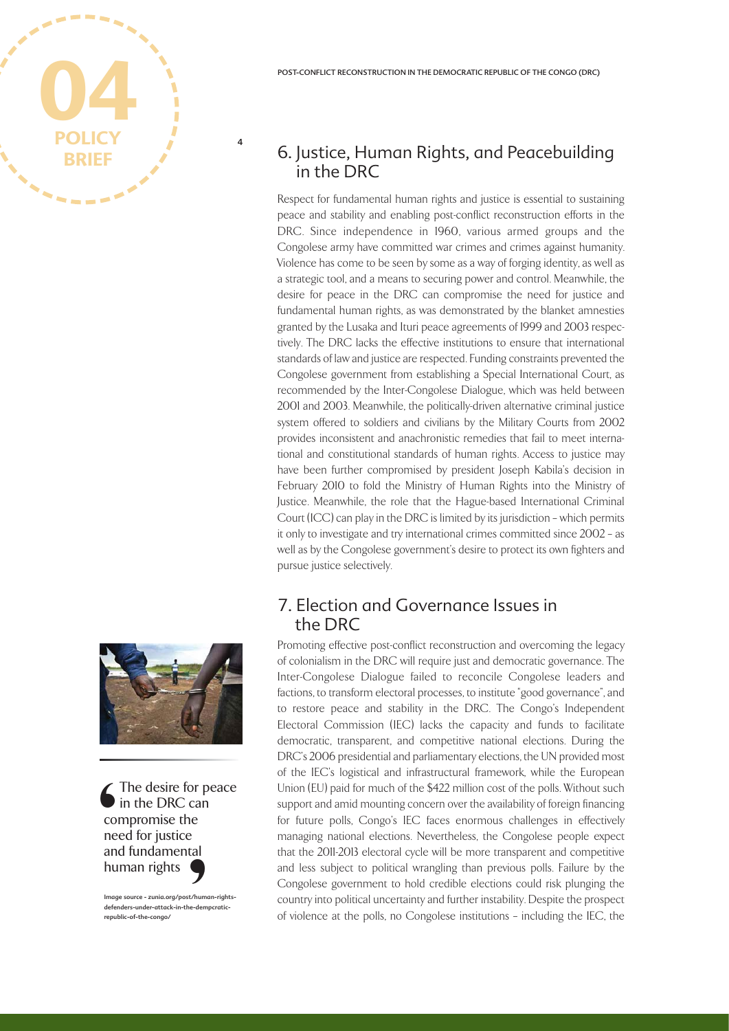## 6. Justice, Human Rights, and Peacebuilding in the DRC

Respect for fundamental human rights and justice is essential to sustaining peace and stability and enabling post-conflict reconstruction efforts in the DRC. Since independence in 1960, various armed groups and the Congolese army have committed war crimes and crimes against humanity. Violence has come to be seen by some as a way of forging identity, as well as a strategic tool, and a means to securing power and control. Meanwhile, the desire for peace in the DRC can compromise the need for justice and fundamental human rights, as was demonstrated by the blanket amnesties granted by the Lusaka and Ituri peace agreements of 1999 and 2003 respectively. The DRC lacks the effective institutions to ensure that international standards of law and justice are respected. Funding constraints prevented the Congolese government from establishing a Special International Court, as recommended by the Inter-Congolese Dialogue, which was held between 2001 and 2003. Meanwhile, the politically-driven alternative criminal justice system offered to soldiers and civilians by the Military Courts from 2002 provides inconsistent and anachronistic remedies that fail to meet international and constitutional standards of human rights. Access to justice may have been further compromised by president Joseph Kabila's decision in February 2010 to fold the Ministry of Human Rights into the Ministry of Justice. Meanwhile, the role that the Hague-based International Criminal Court (ICC) can play in the DRC is limited by its jurisdiction – which permits it only to investigate and try international crimes committed since 2002 – as well as by the Congolese government's desire to protect its own fighters and pursue justice selectively.

> The desire for peace in the DRC can compromise the need for justice and fundamental human rights

Image source - zunia.org/post/human-rights-defenders-under-attack-in-the-dempcratic-republic-of-the-congo/

## 7. Election and Governance Issues in the DRC

Promoting effective post-conflict reconstruction and overcoming the legacy of colonialism in the DRC will require just and democratic governance. The Inter-Congolese Dialogue failed to reconcile Congolese leaders and factions, to transform electoral processes, to institute "good governance", and to restore peace and stability in the DRC. The Congo's Independent Electoral Commission (IEC) lacks the capacity and funds to facilitate democratic, transparent, and competitive national elections. During the DRC's 2006 presidential and parliamentary elections, the UN provided most of the IEC's logistical and infrastructural framework, while the European Union (EU) paid for much of the $422 million cost of the polls. Without such support and amid mounting concern over the availability of foreign financing for future polls, Congo's IEC faces enormous challenges in effectively managing national elections. Nevertheless, the Congolese people expect that the 2011-2013 electoral cycle will be more transparent and competitive and less subject to political wrangling than previous polls. Failure by the Congolese government to hold credible elections could risk plunging the country into political uncertainty and further instability. Despite the prospect of violence at the polls, no Congolese institutions – including the IEC, the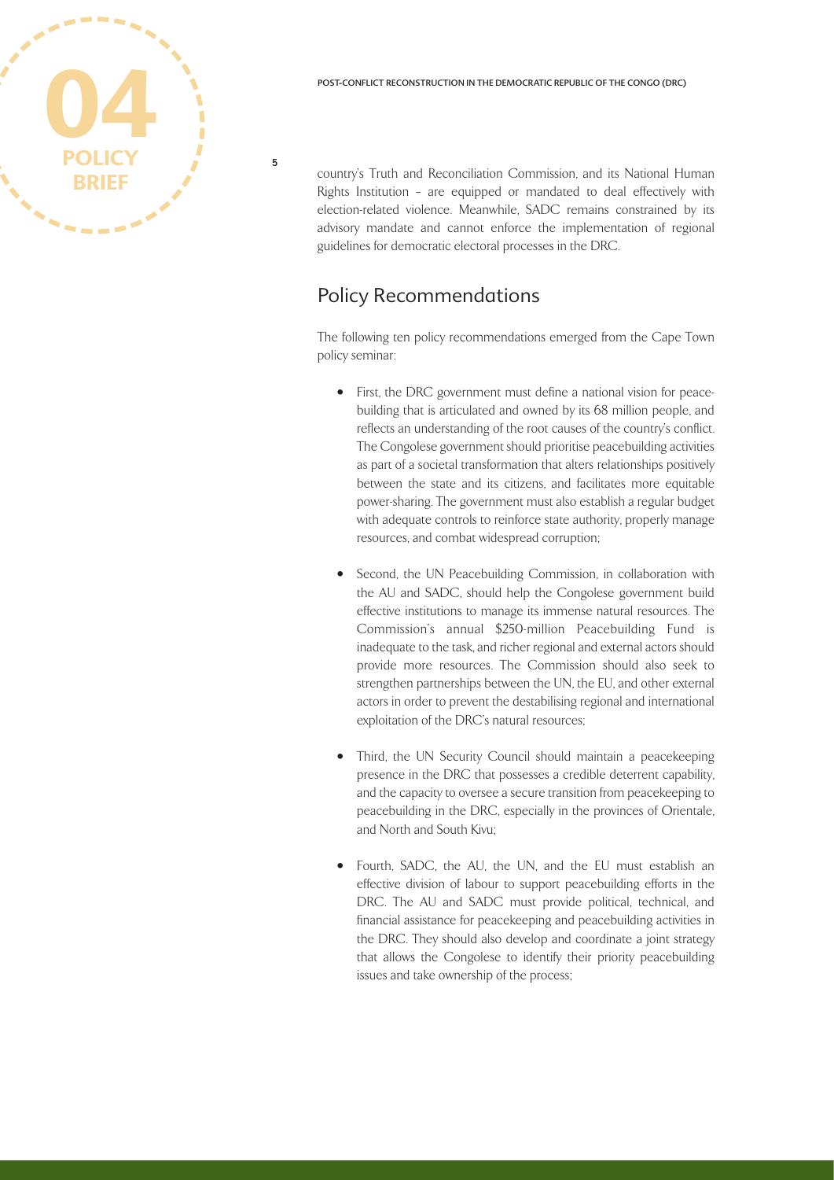country's Truth and Reconciliation Commission, and its National Human Rights Institution – are equipped or mandated to deal effectively with election-related violence. Meanwhile, SADC remains constrained by its advisory mandate and cannot enforce the implementation of regional guidelines for democratic electoral processes in the DRC.

## Policy Recommendations

The following ten policy recommendations emerged from the Cape Town policy seminar:

- First, the DRC government must define a national vision for peacebuilding that is articulated and owned by its 68 million people, and reflects an understanding of the root causes of the country's conflict. The Congolese government should prioritise peacebuilding activities as part of a societal transformation that alters relationships positively between the state and its citizens, and facilitates more equitable power-sharing. The government must also establish a regular budget with adequate controls to reinforce state authority, properly manage resources, and combat widespread corruption;

- Second, the UN Peacebuilding Commission, in collaboration with the AU and SADC, should help the Congolese government build effective institutions to manage its immense natural resources. The Commission's annual $250-million Peacebuilding Fund is inadequate to the task, and richer regional and external actors should provide more resources. The Commission should also seek to strengthen partnerships between the UN, the EU, and other external actors in order to prevent the destabilising regional and international exploitation of the DRC's natural resources;

- Third, the UN Security Council should maintain a peacekeeping presence in the DRC that possesses a credible deterrent capability, and the capacity to oversee a secure transition from peacekeeping to peacebuilding in the DRC, especially in the provinces of Orientale, and North and South Kivu;

- Fourth, SADC, the AU, the UN, and the EU must establish an effective division of labour to support peacebuilding efforts in the DRC. The AU and SADC must provide political, technical, and financial assistance for peacekeeping and peacebuilding activities in the DRC. They should also develop and coordinate a joint strategy that allows the Congolese to identify their priority peacebuilding issues and take ownership of the process;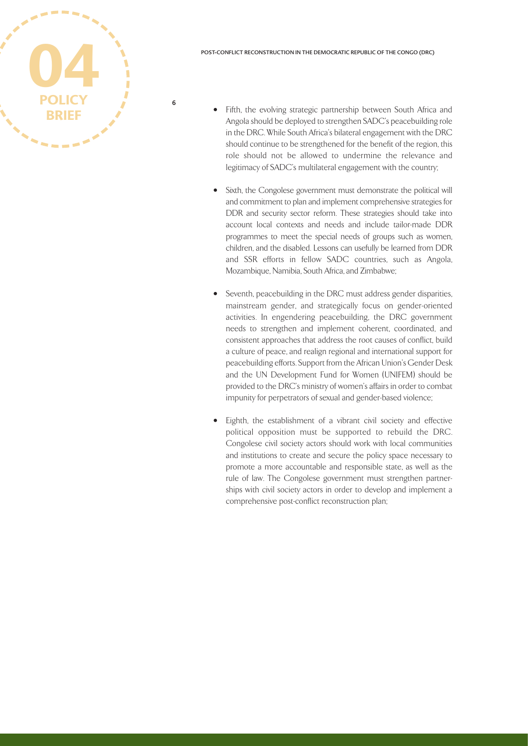- Fifth, the evolving strategic partnership between South Africa and Angola should be deployed to strengthen SADC's peacebuilding role in the DRC. While South Africa's bilateral engagement with the DRC should continue to be strengthened for the benefit of the region, this role should not be allowed to undermine the relevance and legitimacy of SADC's multilateral engagement with the country;

- Sixth, the Congolese government must demonstrate the political will and commitment to plan and implement comprehensive strategies for DDR and security sector reform. These strategies should take into account local contexts and needs and include tailor-made DDR programmes to meet the special needs of groups such as women, children, and the disabled. Lessons can usefully be learned from DDR and SSR efforts in fellow SADC countries, such as Angola, Mozambique, Namibia, South Africa, and Zimbabwe;

- Seventh, peacebuilding in the DRC must address gender disparities, mainstream gender, and strategically focus on gender-oriented activities. In engendering peacebuilding, the DRC government needs to strengthen and implement coherent, coordinated, and consistent approaches that address the root causes of conflict, build a culture of peace, and realign regional and international support for peacebuilding efforts. Support from the African Union's Gender Desk and the UN Development Fund for Women (UNIFEM) should be provided to the DRC's ministry of women's affairs in order to combat impunity for perpetrators of sexual and gender-based violence;

- Eighth, the establishment of a vibrant civil society and effective political opposition must be supported to rebuild the DRC. Congolese civil society actors should work with local communities and institutions to create and secure the policy space necessary to promote a more accountable and responsible state, as well as the rule of law. The Congolese government must strengthen partnerships with civil society actors in order to develop and implement a comprehensive post-conflict reconstruction plan;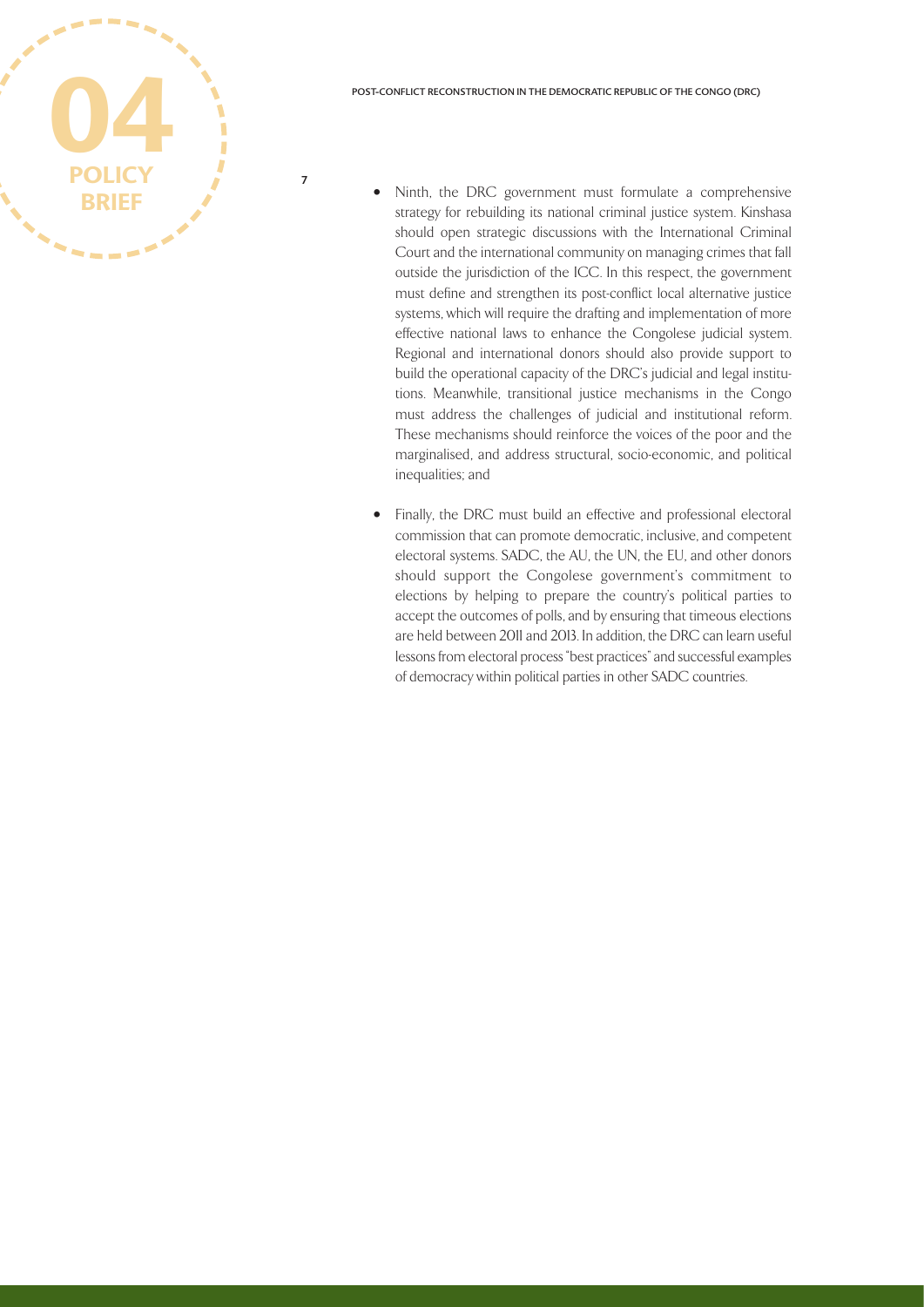- Ninth, the DRC government must formulate a comprehensive strategy for rebuilding its national criminal justice system. Kinshasa should open strategic discussions with the International Criminal Court and the international community on managing crimes that fall outside the jurisdiction of the ICC. In this respect, the government must define and strengthen its post-conflict local alternative justice systems, which will require the drafting and implementation of more effective national laws to enhance the Congolese judicial system. Regional and international donors should also provide support to build the operational capacity of the DRC's judicial and legal institutions. Meanwhile, transitional justice mechanisms in the Congo must address the challenges of judicial and institutional reform. These mechanisms should reinforce the voices of the poor and the marginalised, and address structural, socio-economic, and political inequalities; and

- Finally, the DRC must build an effective and professional electoral commission that can promote democratic, inclusive, and competent electoral systems. SADC, the AU, the UN, the EU, and other donors should support the Congolese government's commitment to elections by helping to prepare the country's political parties to accept the outcomes of polls, and by ensuring that timeous elections are held between 2011 and 2013. In addition, the DRC can learn useful lessons from electoral process "best practices" and successful examples of democracy within political parties in other SADC countries.